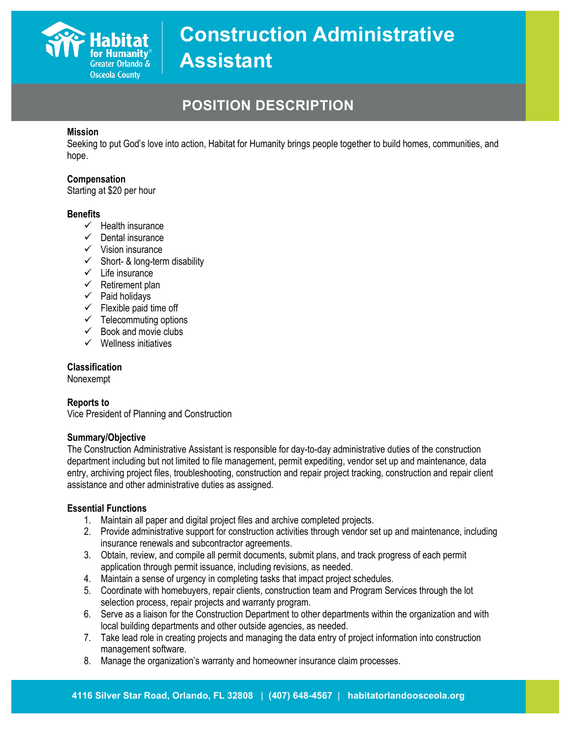Habitat for Humanity® Greater Orlando & Osceola County

# Construction Administrative Assistant

## POSITION DESCRIPTION

**Mission**
Seeking to put God's love into action, Habitat for Humanity brings people together to build homes, communities, and hope.

**Compensation**
Starting at $20 per hour

**Benefits**
- ✓ Health insurance
- ✓ Dental insurance
- ✓ Vision insurance
- ✓ Short- & long-term disability
- ✓ Life insurance
- ✓ Retirement plan
- ✓ Paid holidays
- ✓ Flexible paid time off
- ✓ Telecommuting options
- ✓ Book and movie clubs
- ✓ Wellness initiatives

**Classification**
Nonexempt

**Reports to**
Vice President of Planning and Construction

**Summary/Objective**
The Construction Administrative Assistant is responsible for day-to-day administrative duties of the construction department including but not limited to file management, permit expediting, vendor set up and maintenance, data entry, archiving project files, troubleshooting, construction and repair project tracking, construction and repair client assistance and other administrative duties as assigned.

**Essential Functions**
1. Maintain all paper and digital project files and archive completed projects.
2. Provide administrative support for construction activities through vendor set up and maintenance, including insurance renewals and subcontractor agreements.
3. Obtain, review, and compile all permit documents, submit plans, and track progress of each permit application through permit issuance, including revisions, as needed.
4. Maintain a sense of urgency in completing tasks that impact project schedules.
5. Coordinate with homebuyers, repair clients, construction team and Program Services through the lot selection process, repair projects and warranty program.
6. Serve as a liaison for the Construction Department to other departments within the organization and with local building departments and other outside agencies, as needed.
7. Take lead role in creating projects and managing the data entry of project information into construction management software.
8. Manage the organization's warranty and homeowner insurance claim processes.

4116 Silver Star Road, Orlando, FL 32808 | (407) 648-4567 | habitatorlandoosceola.org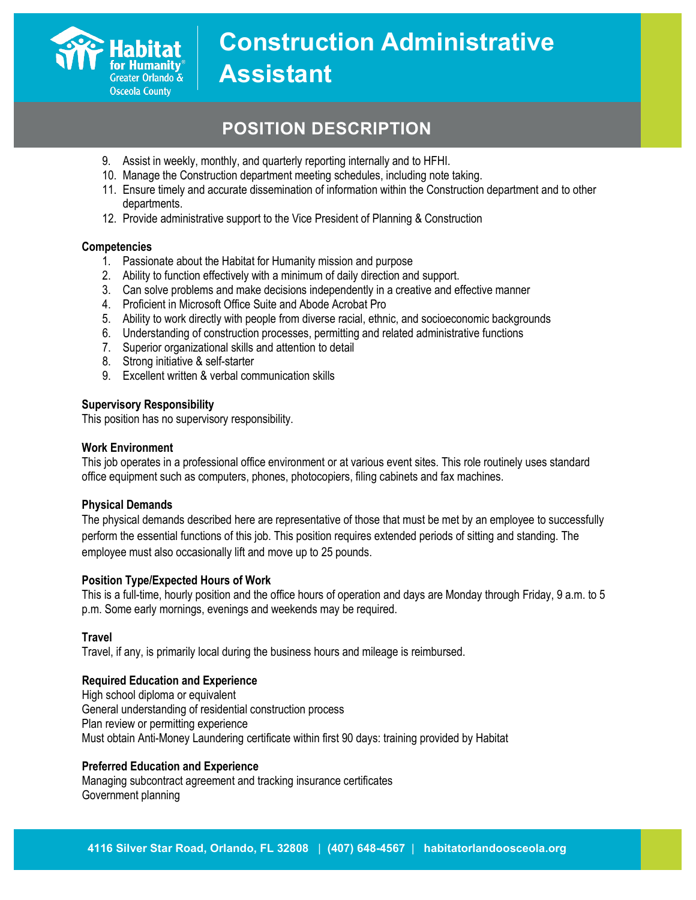9. Assist in weekly, monthly, and quarterly reporting internally and to HFHI.
10. Manage the Construction department meeting schedules, including note taking.
11. Ensure timely and accurate dissemination of information within the Construction department and to other departments.
12. Provide administrative support to the Vice President of Planning & Construction

**Competencies**

1. Passionate about the Habitat for Humanity mission and purpose
2. Ability to function effectively with a minimum of daily direction and support.
3. Can solve problems and make decisions independently in a creative and effective manner
4. Proficient in Microsoft Office Suite and Abode Acrobat Pro
5. Ability to work directly with people from diverse racial, ethnic, and socioeconomic backgrounds
6. Understanding of construction processes, permitting and related administrative functions
7. Superior organizational skills and attention to detail
8. Strong initiative & self-starter
9. Excellent written & verbal communication skills

**Supervisory Responsibility**

This position has no supervisory responsibility.

**Work Environment**

This job operates in a professional office environment or at various event sites. This role routinely uses standard office equipment such as computers, phones, photocopiers, filing cabinets and fax machines.

**Physical Demands**

The physical demands described here are representative of those that must be met by an employee to successfully perform the essential functions of this job. This position requires extended periods of sitting and standing. The employee must also occasionally lift and move up to 25 pounds.

**Position Type/Expected Hours of Work**

This is a full-time, hourly position and the office hours of operation and days are Monday through Friday, 9 a.m. to 5 p.m. Some early mornings, evenings and weekends may be required.

**Travel**

Travel, if any, is primarily local during the business hours and mileage is reimbursed.

**Required Education and Experience**

High school diploma or equivalent
General understanding of residential construction process
Plan review or permitting experience
Must obtain Anti-Money Laundering certificate within first 90 days: training provided by Habitat

**Preferred Education and Experience**

Managing subcontract agreement and tracking insurance certificates
Government planning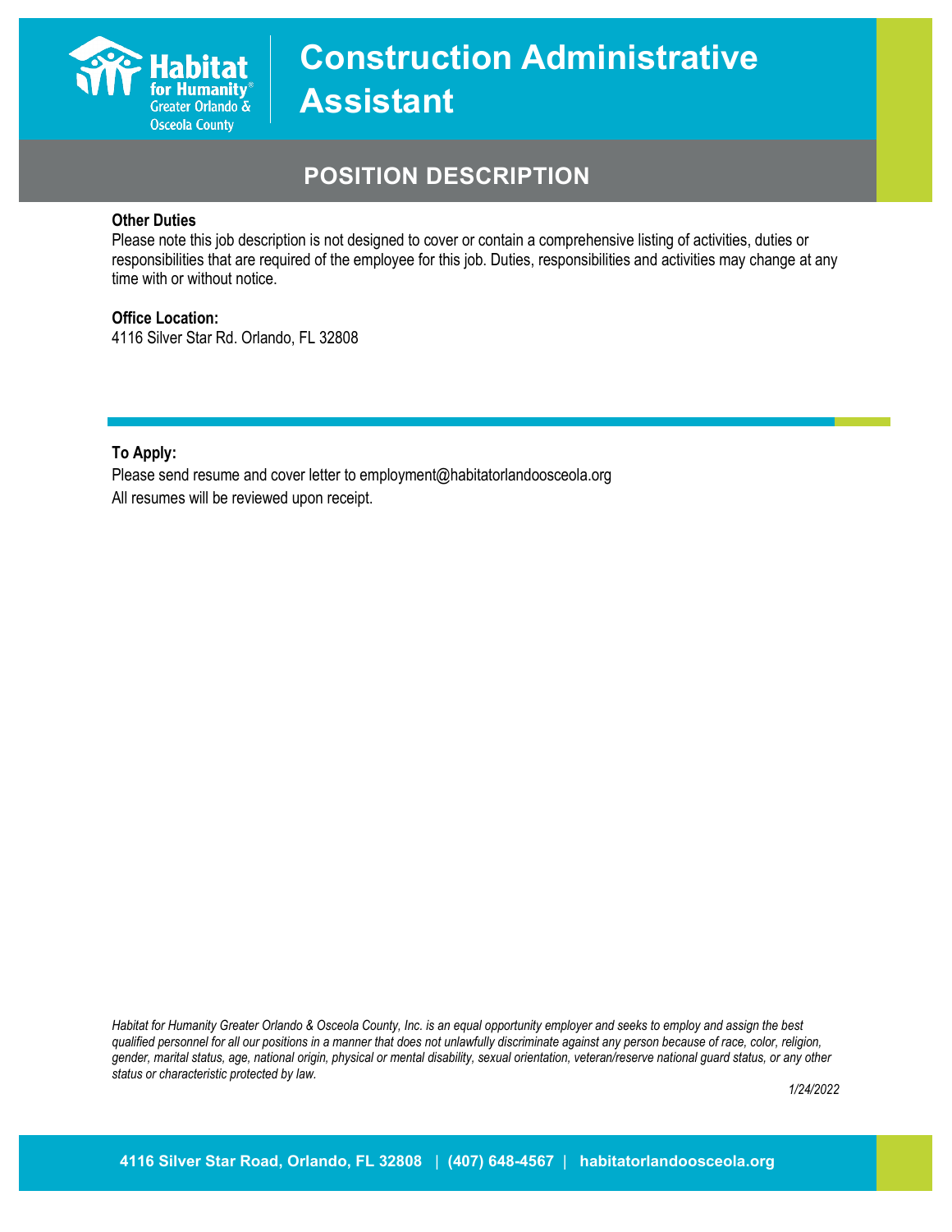# Construction Administrative Assistant

## POSITION DESCRIPTION

**Other Duties**
Please note this job description is not designed to cover or contain a comprehensive listing of activities, duties or responsibilities that are required of the employee for this job. Duties, responsibilities and activities may change at any time with or without notice.

**Office Location:**
4116 Silver Star Rd. Orlando, FL 32808

**To Apply:**
Please send resume and cover letter to employment@habitatorlandoosceola.org
All resumes will be reviewed upon receipt.

*Habitat for Humanity Greater Orlando & Osceola County, Inc. is an equal opportunity employer and seeks to employ and assign the best qualified personnel for all our positions in a manner that does not unlawfully discriminate against any person because of race, color, religion, gender, marital status, age, national origin, physical or mental disability, sexual orientation, veteran/reserve national guard status, or any other status or characteristic protected by law.*

*1/24/2022*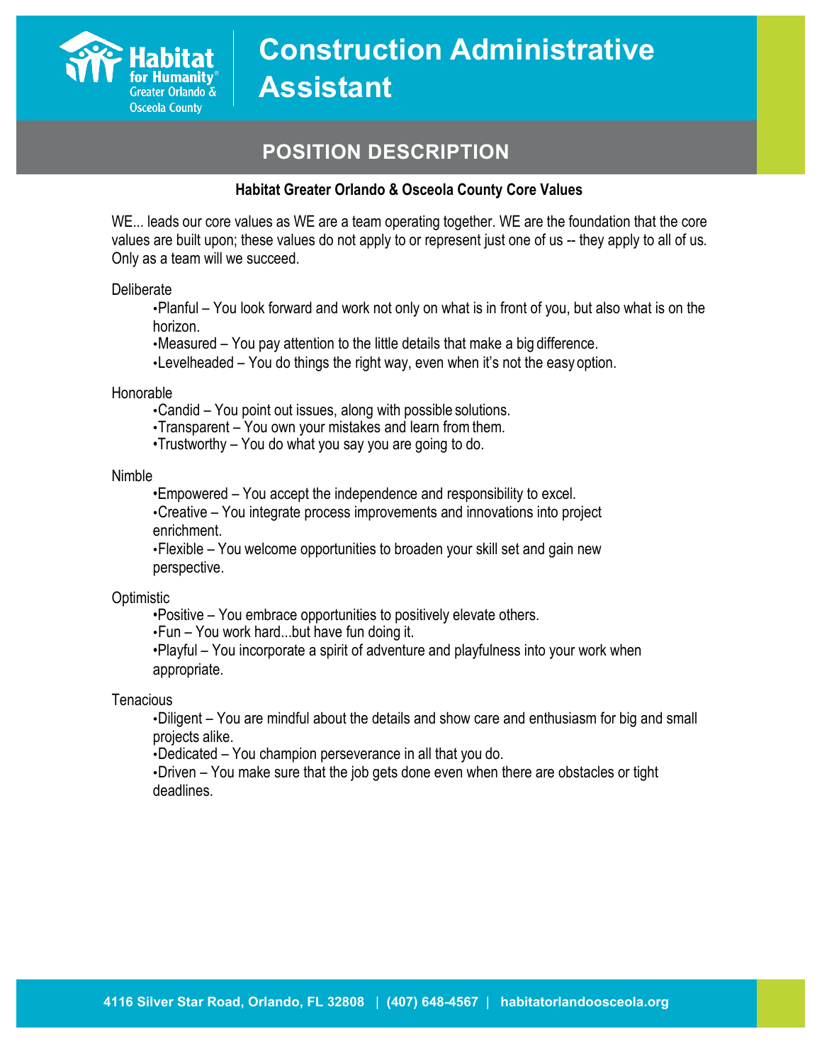# Construction Administrative Assistant

## POSITION DESCRIPTION

**Habitat Greater Orlando & Osceola County Core Values**

WE... leads our core values as WE are a team operating together. WE are the foundation that the core values are built upon; these values do not apply to or represent just one of us -- they apply to all of us. Only as a team will we succeed.

Deliberate

- Planful – You look forward and work not only on what is in front of you, but also what is on the horizon.
- Measured – You pay attention to the little details that make a big difference.
- Levelheaded – You do things the right way, even when it's not the easy option.

Honorable

- Candid – You point out issues, along with possible solutions.
- Transparent – You own your mistakes and learn from them.
- Trustworthy – You do what you say you are going to do.

Nimble

- Empowered – You accept the independence and responsibility to excel.
- Creative – You integrate process improvements and innovations into project enrichment.
- Flexible – You welcome opportunities to broaden your skill set and gain new perspective.

Optimistic

- Positive – You embrace opportunities to positively elevate others.
- Fun – You work hard...but have fun doing it.
- Playful – You incorporate a spirit of adventure and playfulness into your work when appropriate.

Tenacious

- Diligent – You are mindful about the details and show care and enthusiasm for big and small projects alike.
- Dedicated – You champion perseverance in all that you do.
- Driven – You make sure that the job gets done even when there are obstacles or tight deadlines.